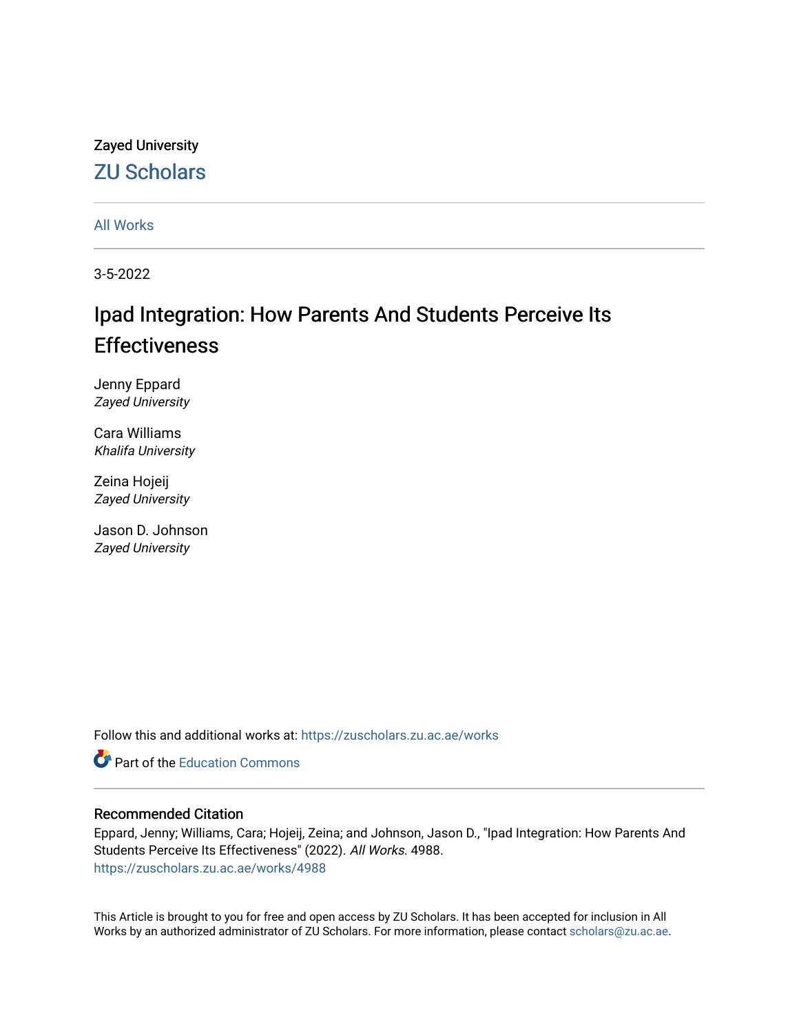Zayed University

# ZU Scholars

All Works

3-5-2022

## Ipad Integration: How Parents And Students Perceive Its Effectiveness

Jenny Eppard
*Zayed University*

Cara Williams
*Khalifa University*

Zeina Hojeij
*Zayed University*

Jason D. Johnson
*Zayed University*

Follow this and additional works at: https://zuscholars.zu.ac.ae/works

Part of the Education Commons

### Recommended Citation

Eppard, Jenny; Williams, Cara; Hojeij, Zeina; and Johnson, Jason D., "Ipad Integration: How Parents And Students Perceive Its Effectiveness" (2022). *All Works*. 4988.
https://zuscholars.zu.ac.ae/works/4988

This Article is brought to you for free and open access by ZU Scholars. It has been accepted for inclusion in All Works by an authorized administrator of ZU Scholars. For more information, please contact scholars@zu.ac.ae.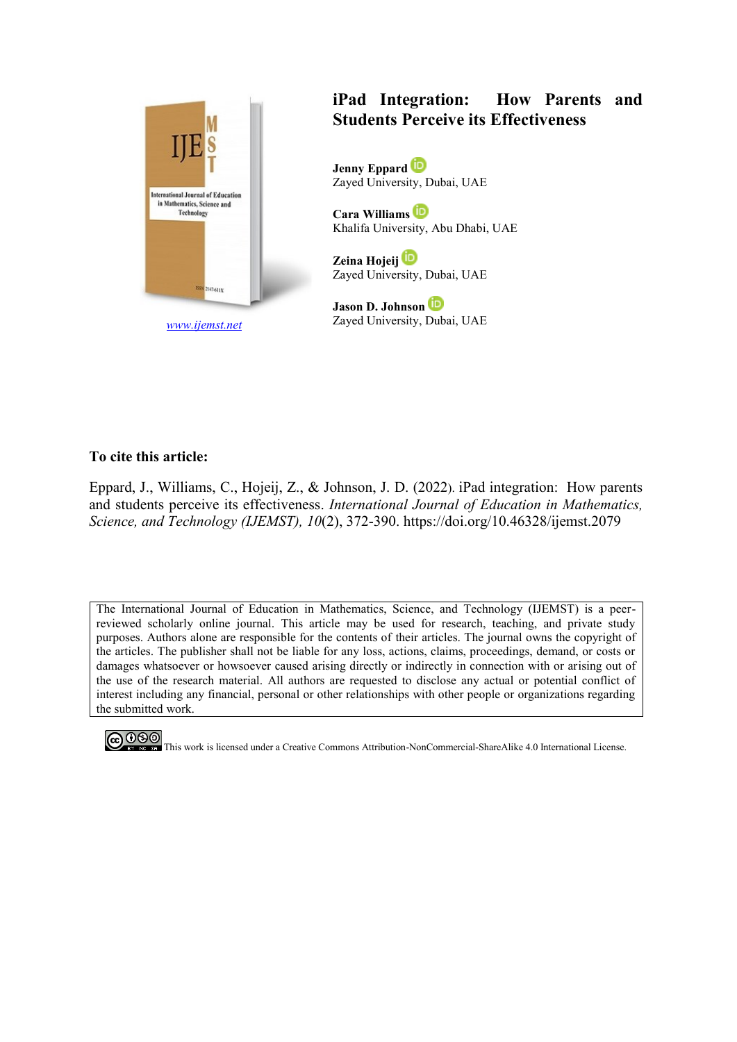# iPad Integration: How Parents and Students Perceive its Effectiveness

**Jenny Eppard**
Zayed University, Dubai, UAE

**Cara Williams**
Khalifa University, Abu Dhabi, UAE

**Zeina Hojeij**
Zayed University, Dubai, UAE

**Jason D. Johnson**
Zayed University, Dubai, UAE

www.ijemst.net

**To cite this article:**

Eppard, J., Williams, C., Hojeij, Z., & Johnson, J. D. (2022). iPad integration: How parents and students perceive its effectiveness. *International Journal of Education in Mathematics, Science, and Technology (IJEMST), 10*(2), 372-390. https://doi.org/10.46328/ijemst.2079

The International Journal of Education in Mathematics, Science, and Technology (IJEMST) is a peer-reviewed scholarly online journal. This article may be used for research, teaching, and private study purposes. Authors alone are responsible for the contents of their articles. The journal owns the copyright of the articles. The publisher shall not be liable for any loss, actions, claims, proceedings, demand, or costs or damages whatsoever or howsoever caused arising directly or indirectly in connection with or arising out of the use of the research material. All authors are requested to disclose any actual or potential conflict of interest including any financial, personal or other relationships with other people or organizations regarding the submitted work.

This work is licensed under a Creative Commons Attribution-NonCommercial-ShareAlike 4.0 International License.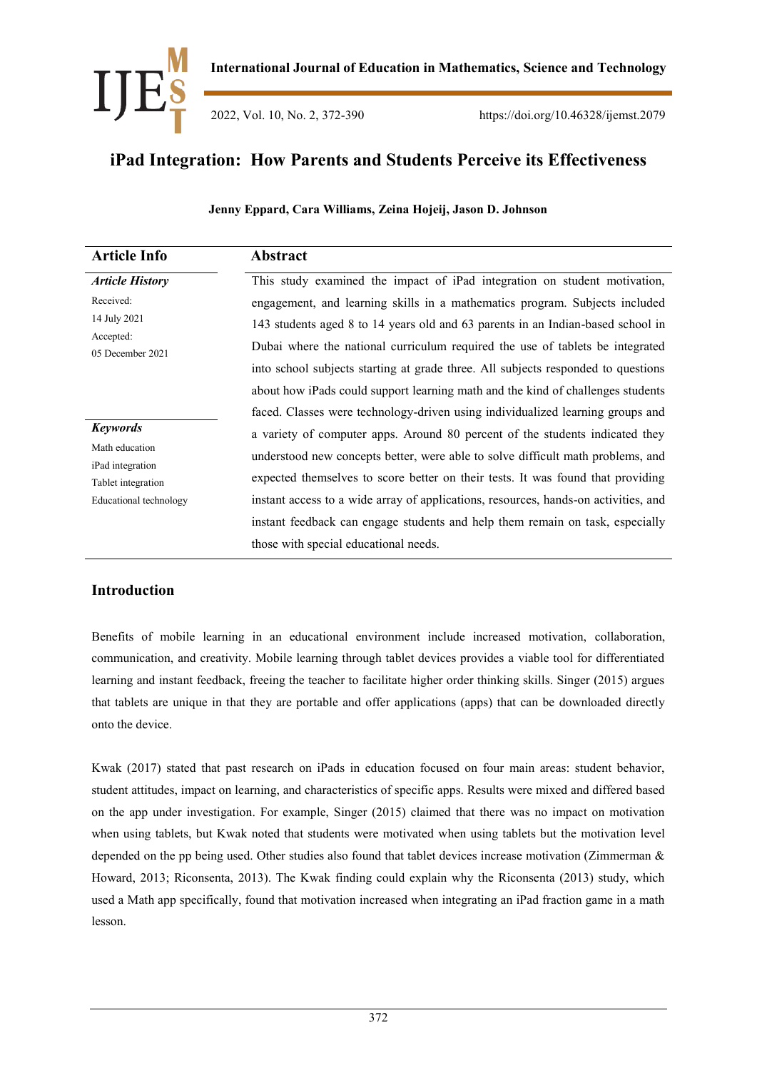# iPad Integration: How Parents and Students Perceive its Effectiveness

**Jenny Eppard, Cara Williams, Zeina Hojeij, Jason D. Johnson**

| Article Info | Abstract |
|---|---|
| ***Article History*** <br> Received: <br> 14 July 2021 <br> Accepted: <br> 05 December 2021 <br><br> ***Keywords*** <br> Math education <br> iPad integration <br> Tablet integration <br> Educational technology | This study examined the impact of iPad integration on student motivation, engagement, and learning skills in a mathematics program. Subjects included 143 students aged 8 to 14 years old and 63 parents in an Indian-based school in Dubai where the national curriculum required the use of tablets be integrated into school subjects starting at grade three. All subjects responded to questions about how iPads could support learning math and the kind of challenges students faced. Classes were technology-driven using individualized learning groups and a variety of computer apps. Around 80 percent of the students indicated they understood new concepts better, were able to solve difficult math problems, and expected themselves to score better on their tests. It was found that providing instant access to a wide array of applications, resources, hands-on activities, and instant feedback can engage students and help them remain on task, especially those with special educational needs. |

## Introduction

Benefits of mobile learning in an educational environment include increased motivation, collaboration, communication, and creativity. Mobile learning through tablet devices provides a viable tool for differentiated learning and instant feedback, freeing the teacher to facilitate higher order thinking skills. Singer (2015) argues that tablets are unique in that they are portable and offer applications (apps) that can be downloaded directly onto the device.

Kwak (2017) stated that past research on iPads in education focused on four main areas: student behavior, student attitudes, impact on learning, and characteristics of specific apps. Results were mixed and differed based on the app under investigation. For example, Singer (2015) claimed that there was no impact on motivation when using tablets, but Kwak noted that students were motivated when using tablets but the motivation level depended on the pp being used. Other studies also found that tablet devices increase motivation (Zimmerman & Howard, 2013; Riconsenta, 2013). The Kwak finding could explain why the Riconsenta (2013) study, which used a Math app specifically, found that motivation increased when integrating an iPad fraction game in a math lesson.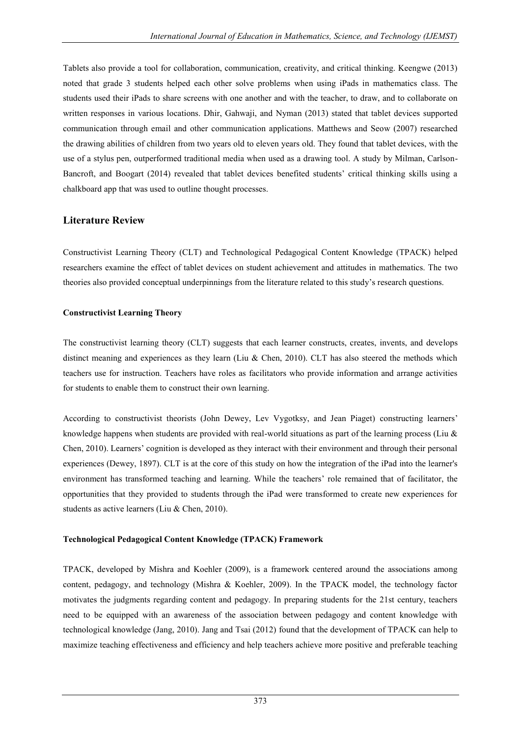Tablets also provide a tool for collaboration, communication, creativity, and critical thinking. Keengwe (2013) noted that grade 3 students helped each other solve problems when using iPads in mathematics class. The students used their iPads to share screens with one another and with the teacher, to draw, and to collaborate on written responses in various locations. Dhir, Gahwaji, and Nyman (2013) stated that tablet devices supported communication through email and other communication applications. Matthews and Seow (2007) researched the drawing abilities of children from two years old to eleven years old. They found that tablet devices, with the use of a stylus pen, outperformed traditional media when used as a drawing tool. A study by Milman, Carlson-Bancroft, and Boogart (2014) revealed that tablet devices benefited students' critical thinking skills using a chalkboard app that was used to outline thought processes.

## Literature Review

Constructivist Learning Theory (CLT) and Technological Pedagogical Content Knowledge (TPACK) helped researchers examine the effect of tablet devices on student achievement and attitudes in mathematics. The two theories also provided conceptual underpinnings from the literature related to this study's research questions.

### Constructivist Learning Theory

The constructivist learning theory (CLT) suggests that each learner constructs, creates, invents, and develops distinct meaning and experiences as they learn (Liu & Chen, 2010). CLT has also steered the methods which teachers use for instruction. Teachers have roles as facilitators who provide information and arrange activities for students to enable them to construct their own learning.

According to constructivist theorists (John Dewey, Lev Vygotksy, and Jean Piaget) constructing learners' knowledge happens when students are provided with real-world situations as part of the learning process (Liu & Chen, 2010). Learners' cognition is developed as they interact with their environment and through their personal experiences (Dewey, 1897). CLT is at the core of this study on how the integration of the iPad into the learner's environment has transformed teaching and learning. While the teachers' role remained that of facilitator, the opportunities that they provided to students through the iPad were transformed to create new experiences for students as active learners (Liu & Chen, 2010).

### Technological Pedagogical Content Knowledge (TPACK) Framework

TPACK, developed by Mishra and Koehler (2009), is a framework centered around the associations among content, pedagogy, and technology (Mishra & Koehler, 2009). In the TPACK model, the technology factor motivates the judgments regarding content and pedagogy. In preparing students for the 21st century, teachers need to be equipped with an awareness of the association between pedagogy and content knowledge with technological knowledge (Jang, 2010). Jang and Tsai (2012) found that the development of TPACK can help to maximize teaching effectiveness and efficiency and help teachers achieve more positive and preferable teaching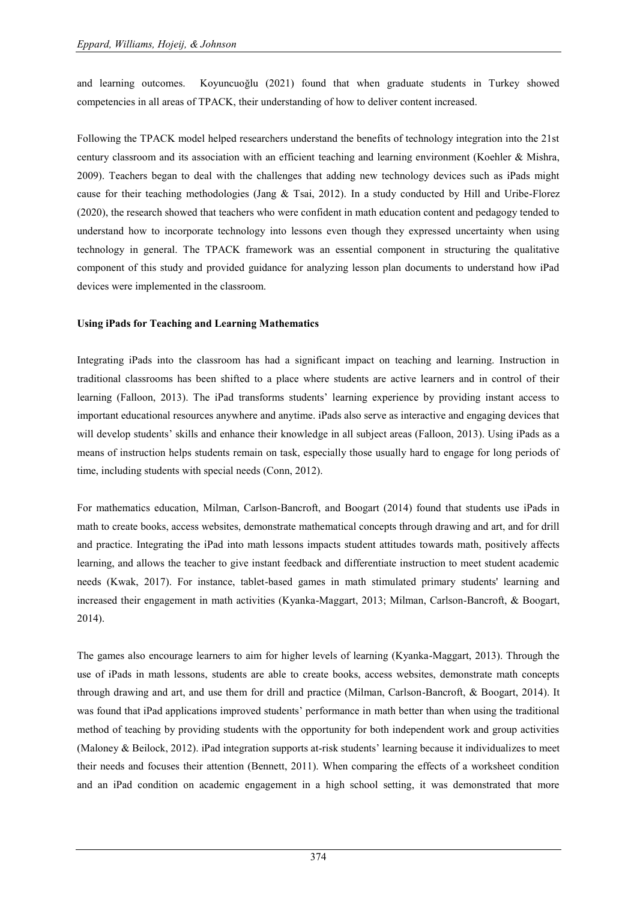and learning outcomes. Koyuncuoğlu (2021) found that when graduate students in Turkey showed competencies in all areas of TPACK, their understanding of how to deliver content increased.

Following the TPACK model helped researchers understand the benefits of technology integration into the 21st century classroom and its association with an efficient teaching and learning environment (Koehler & Mishra, 2009). Teachers began to deal with the challenges that adding new technology devices such as iPads might cause for their teaching methodologies (Jang & Tsai, 2012). In a study conducted by Hill and Uribe-Florez (2020), the research showed that teachers who were confident in math education content and pedagogy tended to understand how to incorporate technology into lessons even though they expressed uncertainty when using technology in general. The TPACK framework was an essential component in structuring the qualitative component of this study and provided guidance for analyzing lesson plan documents to understand how iPad devices were implemented in the classroom.

**Using iPads for Teaching and Learning Mathematics**

Integrating iPads into the classroom has had a significant impact on teaching and learning. Instruction in traditional classrooms has been shifted to a place where students are active learners and in control of their learning (Falloon, 2013). The iPad transforms students' learning experience by providing instant access to important educational resources anywhere and anytime. iPads also serve as interactive and engaging devices that will develop students' skills and enhance their knowledge in all subject areas (Falloon, 2013). Using iPads as a means of instruction helps students remain on task, especially those usually hard to engage for long periods of time, including students with special needs (Conn, 2012).

For mathematics education, Milman, Carlson-Bancroft, and Boogart (2014) found that students use iPads in math to create books, access websites, demonstrate mathematical concepts through drawing and art, and for drill and practice. Integrating the iPad into math lessons impacts student attitudes towards math, positively affects learning, and allows the teacher to give instant feedback and differentiate instruction to meet student academic needs (Kwak, 2017). For instance, tablet-based games in math stimulated primary students' learning and increased their engagement in math activities (Kyanka-Maggart, 2013; Milman, Carlson-Bancroft, & Boogart, 2014).

The games also encourage learners to aim for higher levels of learning (Kyanka-Maggart, 2013). Through the use of iPads in math lessons, students are able to create books, access websites, demonstrate math concepts through drawing and art, and use them for drill and practice (Milman, Carlson-Bancroft, & Boogart, 2014). It was found that iPad applications improved students' performance in math better than when using the traditional method of teaching by providing students with the opportunity for both independent work and group activities (Maloney & Beilock, 2012). iPad integration supports at-risk students' learning because it individualizes to meet their needs and focuses their attention (Bennett, 2011). When comparing the effects of a worksheet condition and an iPad condition on academic engagement in a high school setting, it was demonstrated that more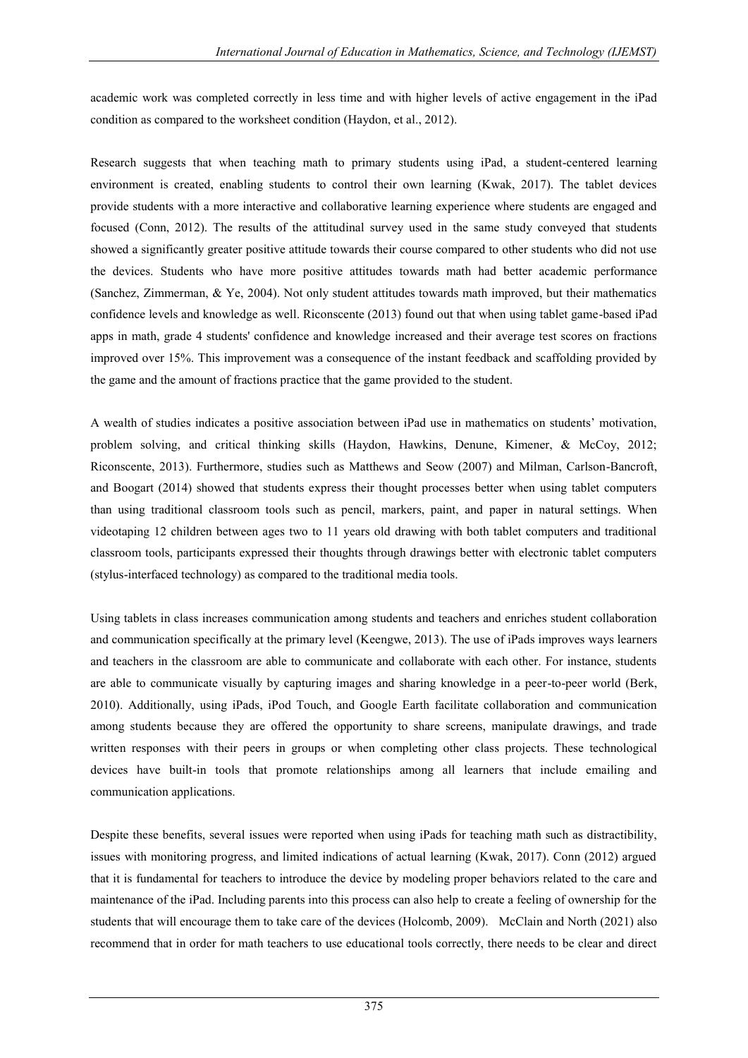academic work was completed correctly in less time and with higher levels of active engagement in the iPad condition as compared to the worksheet condition (Haydon, et al., 2012).

Research suggests that when teaching math to primary students using iPad, a student-centered learning environment is created, enabling students to control their own learning (Kwak, 2017). The tablet devices provide students with a more interactive and collaborative learning experience where students are engaged and focused (Conn, 2012). The results of the attitudinal survey used in the same study conveyed that students showed a significantly greater positive attitude towards their course compared to other students who did not use the devices. Students who have more positive attitudes towards math had better academic performance (Sanchez, Zimmerman, & Ye, 2004). Not only student attitudes towards math improved, but their mathematics confidence levels and knowledge as well. Riconscente (2013) found out that when using tablet game-based iPad apps in math, grade 4 students' confidence and knowledge increased and their average test scores on fractions improved over 15%. This improvement was a consequence of the instant feedback and scaffolding provided by the game and the amount of fractions practice that the game provided to the student.

A wealth of studies indicates a positive association between iPad use in mathematics on students' motivation, problem solving, and critical thinking skills (Haydon, Hawkins, Denune, Kimener, & McCoy, 2012; Riconscente, 2013). Furthermore, studies such as Matthews and Seow (2007) and Milman, Carlson-Bancroft, and Boogart (2014) showed that students express their thought processes better when using tablet computers than using traditional classroom tools such as pencil, markers, paint, and paper in natural settings. When videotaping 12 children between ages two to 11 years old drawing with both tablet computers and traditional classroom tools, participants expressed their thoughts through drawings better with electronic tablet computers (stylus-interfaced technology) as compared to the traditional media tools.

Using tablets in class increases communication among students and teachers and enriches student collaboration and communication specifically at the primary level (Keengwe, 2013). The use of iPads improves ways learners and teachers in the classroom are able to communicate and collaborate with each other. For instance, students are able to communicate visually by capturing images and sharing knowledge in a peer-to-peer world (Berk, 2010). Additionally, using iPads, iPod Touch, and Google Earth facilitate collaboration and communication among students because they are offered the opportunity to share screens, manipulate drawings, and trade written responses with their peers in groups or when completing other class projects. These technological devices have built-in tools that promote relationships among all learners that include emailing and communication applications.

Despite these benefits, several issues were reported when using iPads for teaching math such as distractibility, issues with monitoring progress, and limited indications of actual learning (Kwak, 2017). Conn (2012) argued that it is fundamental for teachers to introduce the device by modeling proper behaviors related to the care and maintenance of the iPad. Including parents into this process can also help to create a feeling of ownership for the students that will encourage them to take care of the devices (Holcomb, 2009). McClain and North (2021) also recommend that in order for math teachers to use educational tools correctly, there needs to be clear and direct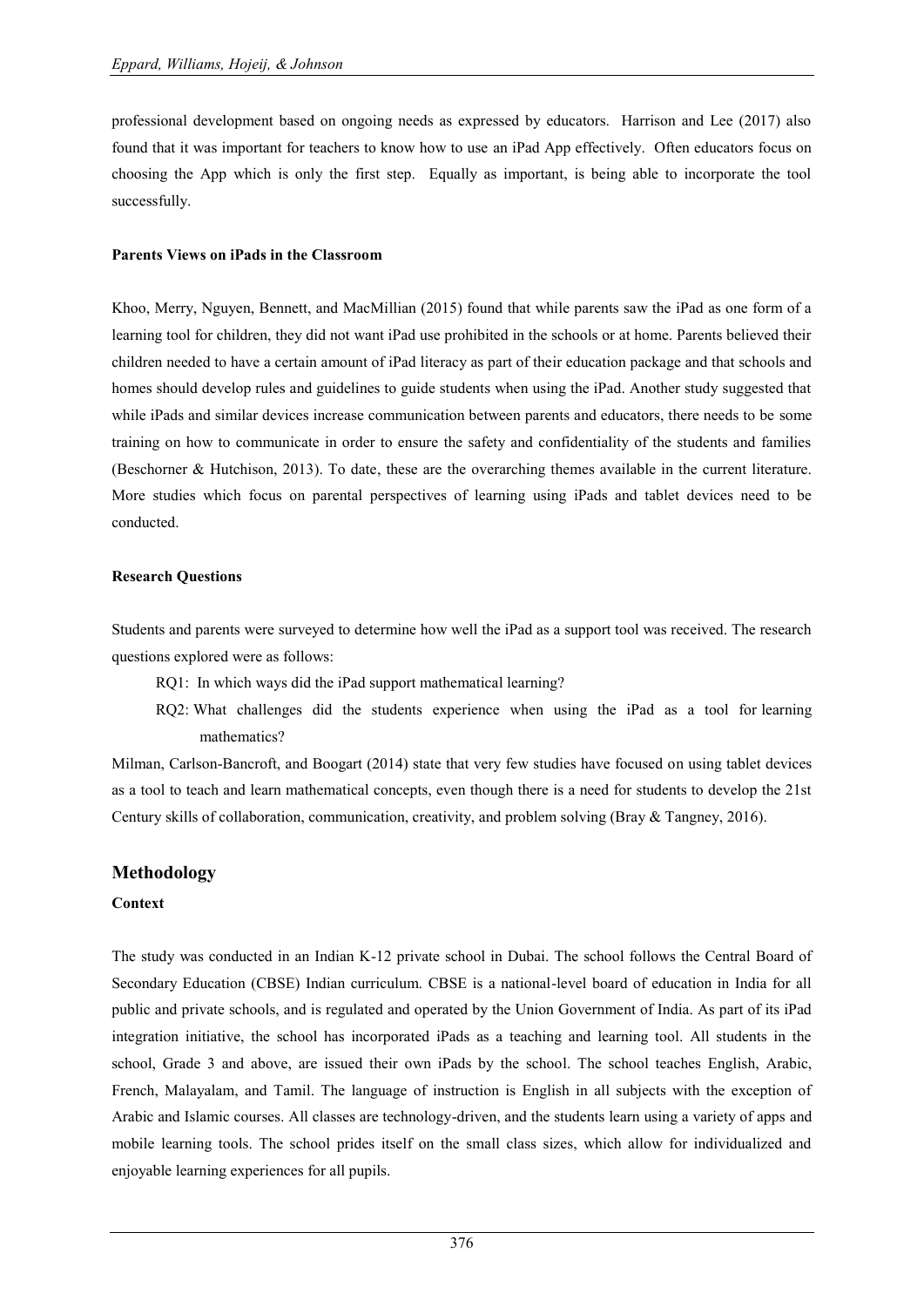professional development based on ongoing needs as expressed by educators. Harrison and Lee (2017) also found that it was important for teachers to know how to use an iPad App effectively. Often educators focus on choosing the App which is only the first step. Equally as important, is being able to incorporate the tool successfully.

### Parents Views on iPads in the Classroom

Khoo, Merry, Nguyen, Bennett, and MacMillian (2015) found that while parents saw the iPad as one form of a learning tool for children, they did not want iPad use prohibited in the schools or at home. Parents believed their children needed to have a certain amount of iPad literacy as part of their education package and that schools and homes should develop rules and guidelines to guide students when using the iPad. Another study suggested that while iPads and similar devices increase communication between parents and educators, there needs to be some training on how to communicate in order to ensure the safety and confidentiality of the students and families (Beschorner & Hutchison, 2013). To date, these are the overarching themes available in the current literature. More studies which focus on parental perspectives of learning using iPads and tablet devices need to be conducted.

### Research Questions

Students and parents were surveyed to determine how well the iPad as a support tool was received. The research questions explored were as follows:

- RQ1: In which ways did the iPad support mathematical learning?
- RQ2: What challenges did the students experience when using the iPad as a tool for learning mathematics?

Milman, Carlson-Bancroft, and Boogart (2014) state that very few studies have focused on using tablet devices as a tool to teach and learn mathematical concepts, even though there is a need for students to develop the 21st Century skills of collaboration, communication, creativity, and problem solving (Bray & Tangney, 2016).

## Methodology

### Context

The study was conducted in an Indian K-12 private school in Dubai. The school follows the Central Board of Secondary Education (CBSE) Indian curriculum. CBSE is a national-level board of education in India for all public and private schools, and is regulated and operated by the Union Government of India. As part of its iPad integration initiative, the school has incorporated iPads as a teaching and learning tool. All students in the school, Grade 3 and above, are issued their own iPads by the school. The school teaches English, Arabic, French, Malayalam, and Tamil. The language of instruction is English in all subjects with the exception of Arabic and Islamic courses. All classes are technology-driven, and the students learn using a variety of apps and mobile learning tools. The school prides itself on the small class sizes, which allow for individualized and enjoyable learning experiences for all pupils.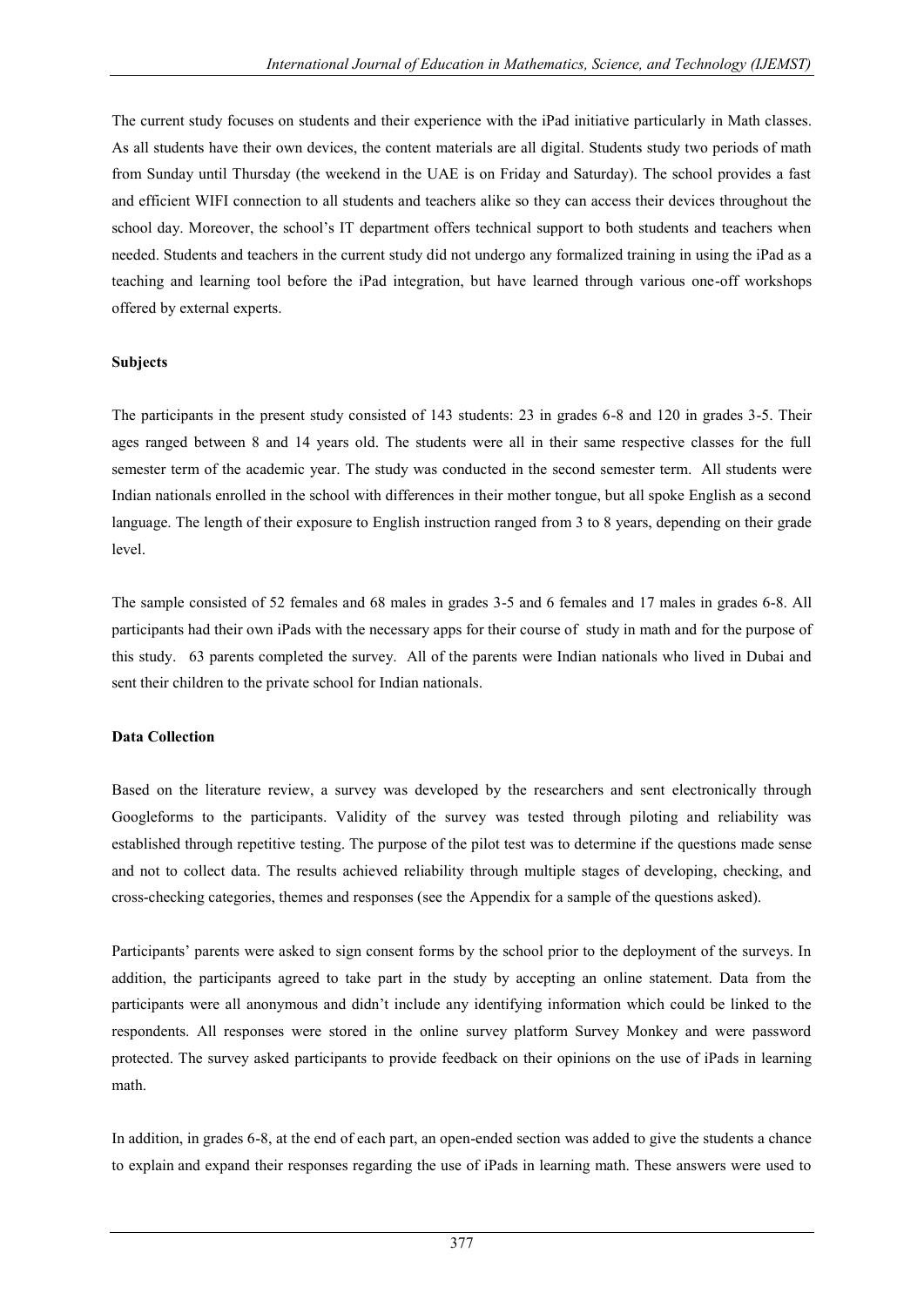The current study focuses on students and their experience with the iPad initiative particularly in Math classes. As all students have their own devices, the content materials are all digital. Students study two periods of math from Sunday until Thursday (the weekend in the UAE is on Friday and Saturday). The school provides a fast and efficient WIFI connection to all students and teachers alike so they can access their devices throughout the school day. Moreover, the school's IT department offers technical support to both students and teachers when needed. Students and teachers in the current study did not undergo any formalized training in using the iPad as a teaching and learning tool before the iPad integration, but have learned through various one-off workshops offered by external experts.

**Subjects**

The participants in the present study consisted of 143 students: 23 in grades 6-8 and 120 in grades 3-5. Their ages ranged between 8 and 14 years old. The students were all in their same respective classes for the full semester term of the academic year. The study was conducted in the second semester term. All students were Indian nationals enrolled in the school with differences in their mother tongue, but all spoke English as a second language. The length of their exposure to English instruction ranged from 3 to 8 years, depending on their grade level.

The sample consisted of 52 females and 68 males in grades 3-5 and 6 females and 17 males in grades 6-8. All participants had their own iPads with the necessary apps for their course of study in math and for the purpose of this study. 63 parents completed the survey. All of the parents were Indian nationals who lived in Dubai and sent their children to the private school for Indian nationals.

**Data Collection**

Based on the literature review, a survey was developed by the researchers and sent electronically through Googleforms to the participants. Validity of the survey was tested through piloting and reliability was established through repetitive testing. The purpose of the pilot test was to determine if the questions made sense and not to collect data. The results achieved reliability through multiple stages of developing, checking, and cross-checking categories, themes and responses (see the Appendix for a sample of the questions asked).

Participants' parents were asked to sign consent forms by the school prior to the deployment of the surveys. In addition, the participants agreed to take part in the study by accepting an online statement. Data from the participants were all anonymous and didn't include any identifying information which could be linked to the respondents. All responses were stored in the online survey platform Survey Monkey and were password protected. The survey asked participants to provide feedback on their opinions on the use of iPads in learning math.

In addition, in grades 6-8, at the end of each part, an open-ended section was added to give the students a chance to explain and expand their responses regarding the use of iPads in learning math. These answers were used to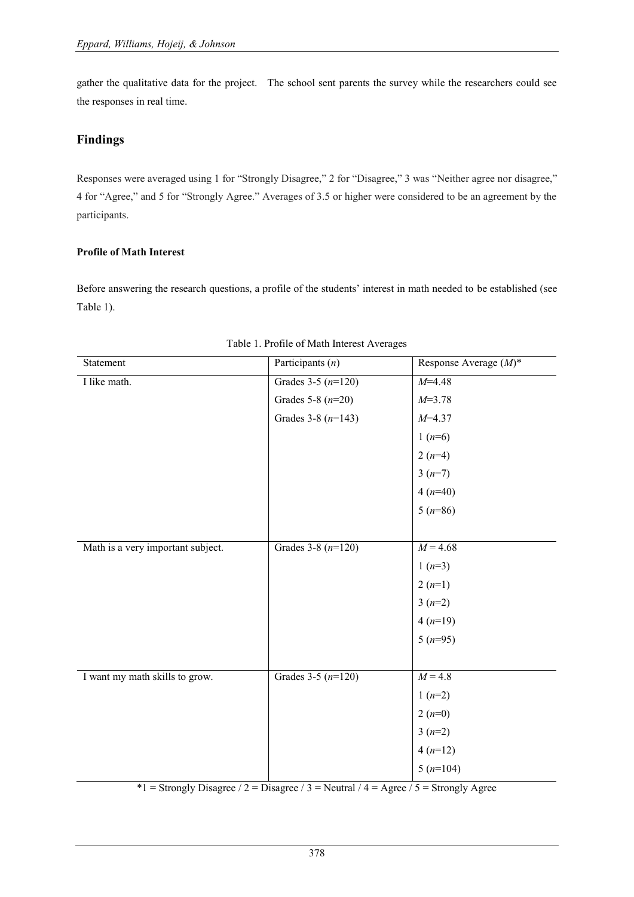gather the qualitative data for the project. The school sent parents the survey while the researchers could see the responses in real time.

## Findings

Responses were averaged using 1 for "Strongly Disagree," 2 for "Disagree," 3 was "Neither agree nor disagree," 4 for "Agree," and 5 for "Strongly Agree." Averages of 3.5 or higher were considered to be an agreement by the participants.

### Profile of Math Interest

Before answering the research questions, a profile of the students' interest in math needed to be established (see Table 1).

Table 1. Profile of Math Interest Averages

| Statement | Participants ($n$) | Response Average ($M$)* |
|---|---|---|
| I like math. | Grades 3-5 ($n$=120) | $M$=4.48 |
| | Grades 5-8 ($n$=20) | $M$=3.78 |
| | Grades 3-8 ($n$=143) | $M$=4.37 |
| | | 1 ($n$=6) |
| | | 2 ($n$=4) |
| | | 3 ($n$=7) |
| | | 4 ($n$=40) |
| | | 5 ($n$=86) |
| Math is a very important subject. | Grades 3-8 ($n$=120) | $M$ = 4.68 |
| | | 1 ($n$=3) |
| | | 2 ($n$=1) |
| | | 3 ($n$=2) |
| | | 4 ($n$=19) |
| | | 5 ($n$=95) |
| I want my math skills to grow. | Grades 3-5 ($n$=120) | $M$ = 4.8 |
| | | 1 ($n$=2) |
| | | 2 ($n$=0) |
| | | 3 ($n$=2) |
| | | 4 ($n$=12) |
| | | 5 ($n$=104) |

*1 = Strongly Disagree / 2 = Disagree / 3 = Neutral / 4 = Agree / 5 = Strongly Agree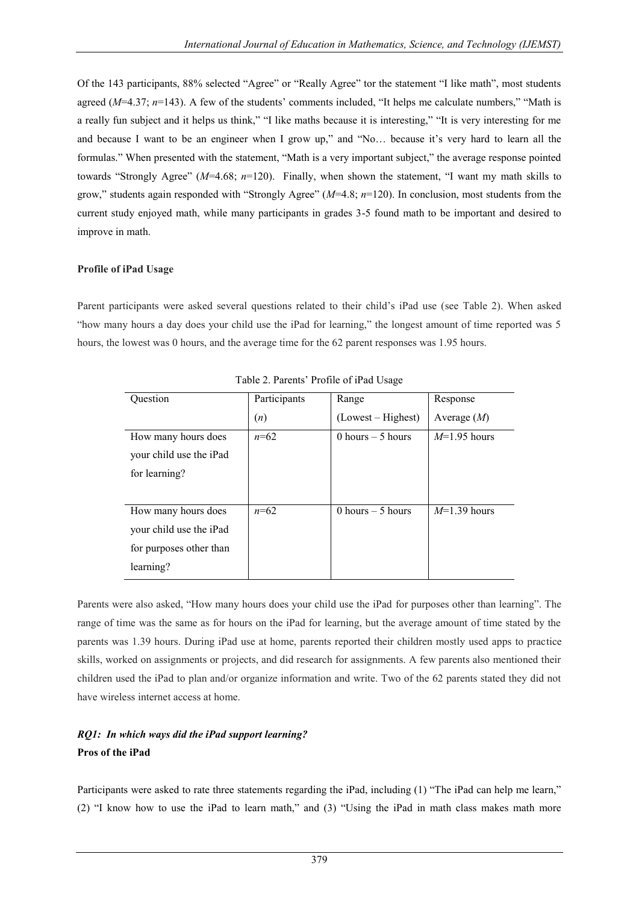Of the 143 participants, 88% selected "Agree" or "Really Agree" tor the statement "I like math", most students agreed (*M*=4.37; *n*=143). A few of the students' comments included, "It helps me calculate numbers," "Math is a really fun subject and it helps us think," "I like maths because it is interesting," "It is very interesting for me and because I want to be an engineer when I grow up," and "No… because it's very hard to learn all the formulas." When presented with the statement, "Math is a very important subject," the average response pointed towards "Strongly Agree" (*M*=4.68; *n*=120). Finally, when shown the statement, "I want my math skills to grow," students again responded with "Strongly Agree" (*M*=4.8; *n*=120). In conclusion, most students from the current study enjoyed math, while many participants in grades 3-5 found math to be important and desired to improve in math.

**Profile of iPad Usage**

Parent participants were asked several questions related to their child's iPad use (see Table 2). When asked "how many hours a day does your child use the iPad for learning," the longest amount of time reported was 5 hours, the lowest was 0 hours, and the average time for the 62 parent responses was 1.95 hours.

Table 2. Parents' Profile of iPad Usage

| Question | Participants (*n*) | Range (Lowest – Highest) | Response Average (*M*) |
|---|---|---|---|
| How many hours does your child use the iPad for learning? | *n*=62 | 0 hours – 5 hours | *M*=1.95 hours |
| How many hours does your child use the iPad for purposes other than learning? | *n*=62 | 0 hours – 5 hours | *M*=1.39 hours |

Parents were also asked, "How many hours does your child use the iPad for purposes other than learning". The range of time was the same as for hours on the iPad for learning, but the average amount of time stated by the parents was 1.39 hours. During iPad use at home, parents reported their children mostly used apps to practice skills, worked on assignments or projects, and did research for assignments. A few parents also mentioned their children used the iPad to plan and/or organize information and write. Two of the 62 parents stated they did not have wireless internet access at home.

***RQ1: In which ways did the iPad support learning?***

**Pros of the iPad**

Participants were asked to rate three statements regarding the iPad, including (1) "The iPad can help me learn," (2) "I know how to use the iPad to learn math," and (3) "Using the iPad in math class makes math more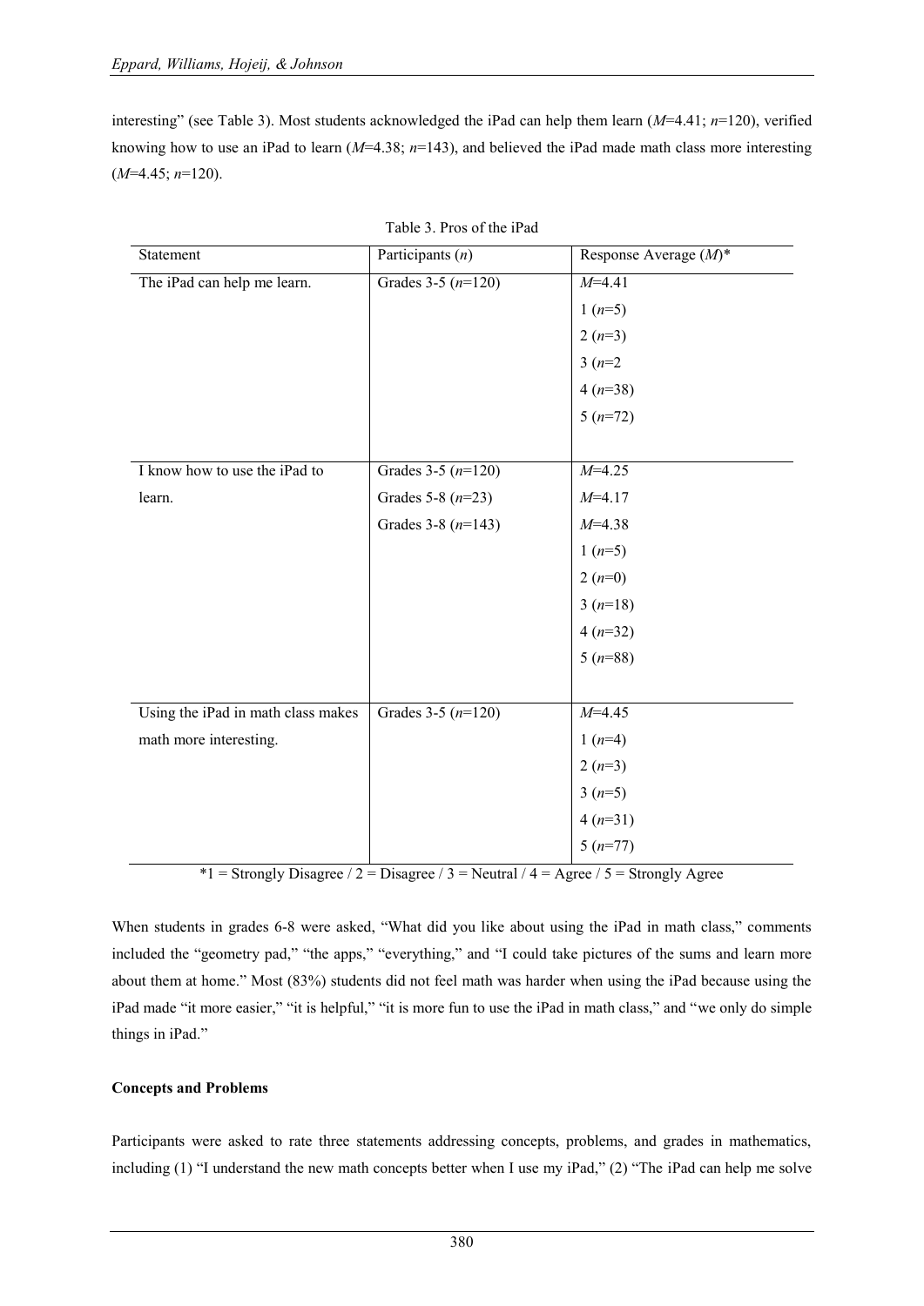interesting" (see Table 3). Most students acknowledged the iPad can help them learn (*M*=4.41; *n*=120), verified knowing how to use an iPad to learn (*M*=4.38; *n*=143), and believed the iPad made math class more interesting (*M*=4.45; *n*=120).

Table 3. Pros of the iPad

| Statement | Participants (*n*) | Response Average (*M*)* |
|---|---|---|
| The iPad can help me learn. | Grades 3-5 (*n*=120) | *M*=4.41<br>1 (*n*=5)<br>2 (*n*=3)<br>3 (*n*=2<br>4 (*n*=38)<br>5 (*n*=72) |
| I know how to use the iPad to learn. | Grades 3-5 (*n*=120)<br>Grades 5-8 (*n*=23)<br>Grades 3-8 (*n*=143) | *M*=4.25<br>*M*=4.17<br>*M*=4.38<br>1 (*n*=5)<br>2 (*n*=0)<br>3 (*n*=18)<br>4 (*n*=32)<br>5 (*n*=88) |
| Using the iPad in math class makes math more interesting. | Grades 3-5 (*n*=120) | *M*=4.45<br>1 (*n*=4)<br>2 (*n*=3)<br>3 (*n*=5)<br>4 (*n*=31)<br>5 (*n*=77) |

*1 = Strongly Disagree / 2 = Disagree / 3 = Neutral / 4 = Agree / 5 = Strongly Agree

When students in grades 6-8 were asked, "What did you like about using the iPad in math class," comments included the "geometry pad," "the apps," "everything," and "I could take pictures of the sums and learn more about them at home." Most (83%) students did not feel math was harder when using the iPad because using the iPad made "it more easier," "it is helpful," "it is more fun to use the iPad in math class," and "we only do simple things in iPad."

**Concepts and Problems**

Participants were asked to rate three statements addressing concepts, problems, and grades in mathematics, including (1) "I understand the new math concepts better when I use my iPad," (2) "The iPad can help me solve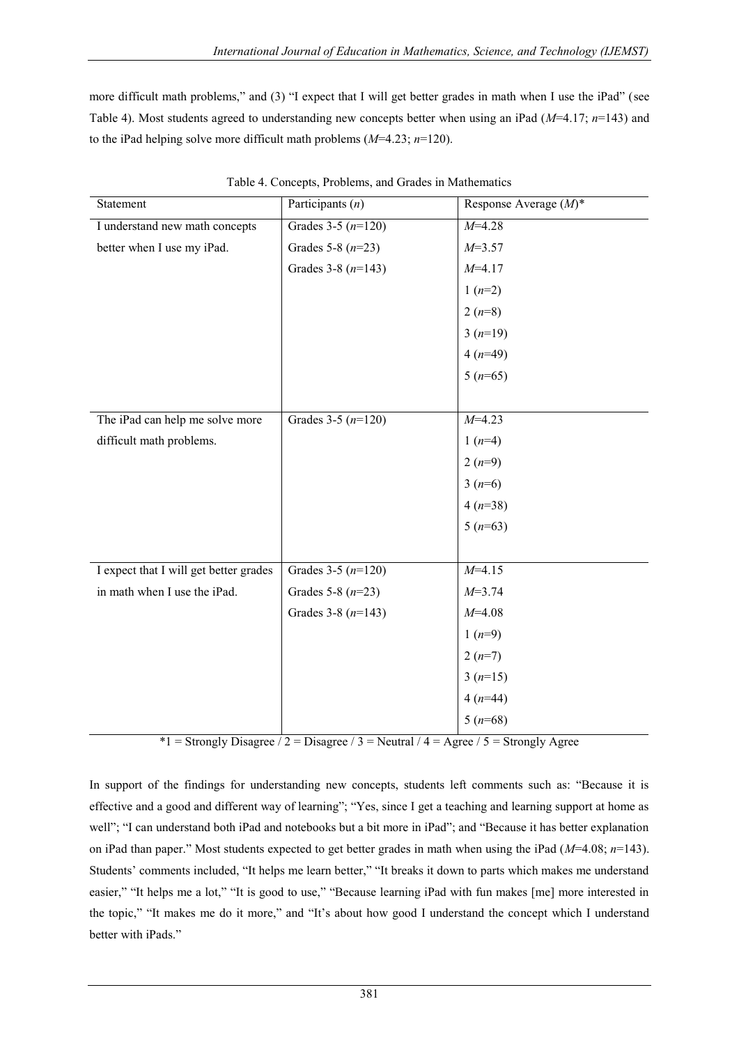more difficult math problems," and (3) "I expect that I will get better grades in math when I use the iPad" (see Table 4). Most students agreed to understanding new concepts better when using an iPad ($M$=4.17; $n$=143) and to the iPad helping solve more difficult math problems ($M$=4.23; $n$=120).

Table 4. Concepts, Problems, and Grades in Mathematics

| Statement | Participants ($n$) | Response Average ($M$)* |
|---|---|---|
| I understand new math concepts better when I use my iPad. | Grades 3-5 ($n$=120) | $M$=4.28 |
| | Grades 5-8 ($n$=23) | $M$=3.57 |
| | Grades 3-8 ($n$=143) | $M$=4.17 |
| | | 1 ($n$=2) |
| | | 2 ($n$=8) |
| | | 3 ($n$=19) |
| | | 4 ($n$=49) |
| | | 5 ($n$=65) |
| The iPad can help me solve more difficult math problems. | Grades 3-5 ($n$=120) | $M$=4.23 |
| | | 1 ($n$=4) |
| | | 2 ($n$=9) |
| | | 3 ($n$=6) |
| | | 4 ($n$=38) |
| | | 5 ($n$=63) |
| I expect that I will get better grades in math when I use the iPad. | Grades 3-5 ($n$=120) | $M$=4.15 |
| | Grades 5-8 ($n$=23) | $M$=3.74 |
| | Grades 3-8 ($n$=143) | $M$=4.08 |
| | | 1 ($n$=9) |
| | | 2 ($n$=7) |
| | | 3 ($n$=15) |
| | | 4 ($n$=44) |
| | | 5 ($n$=68) |

*1 = Strongly Disagree / 2 = Disagree / 3 = Neutral / 4 = Agree / 5 = Strongly Agree

In support of the findings for understanding new concepts, students left comments such as: "Because it is effective and a good and different way of learning"; "Yes, since I get a teaching and learning support at home as well"; "I can understand both iPad and notebooks but a bit more in iPad"; and "Because it has better explanation on iPad than paper." Most students expected to get better grades in math when using the iPad ($M$=4.08; $n$=143). Students' comments included, "It helps me learn better," "It breaks it down to parts which makes me understand easier," "It helps me a lot," "It is good to use," "Because learning iPad with fun makes [me] more interested in the topic," "It makes me do it more," and "It's about how good I understand the concept which I understand better with iPads."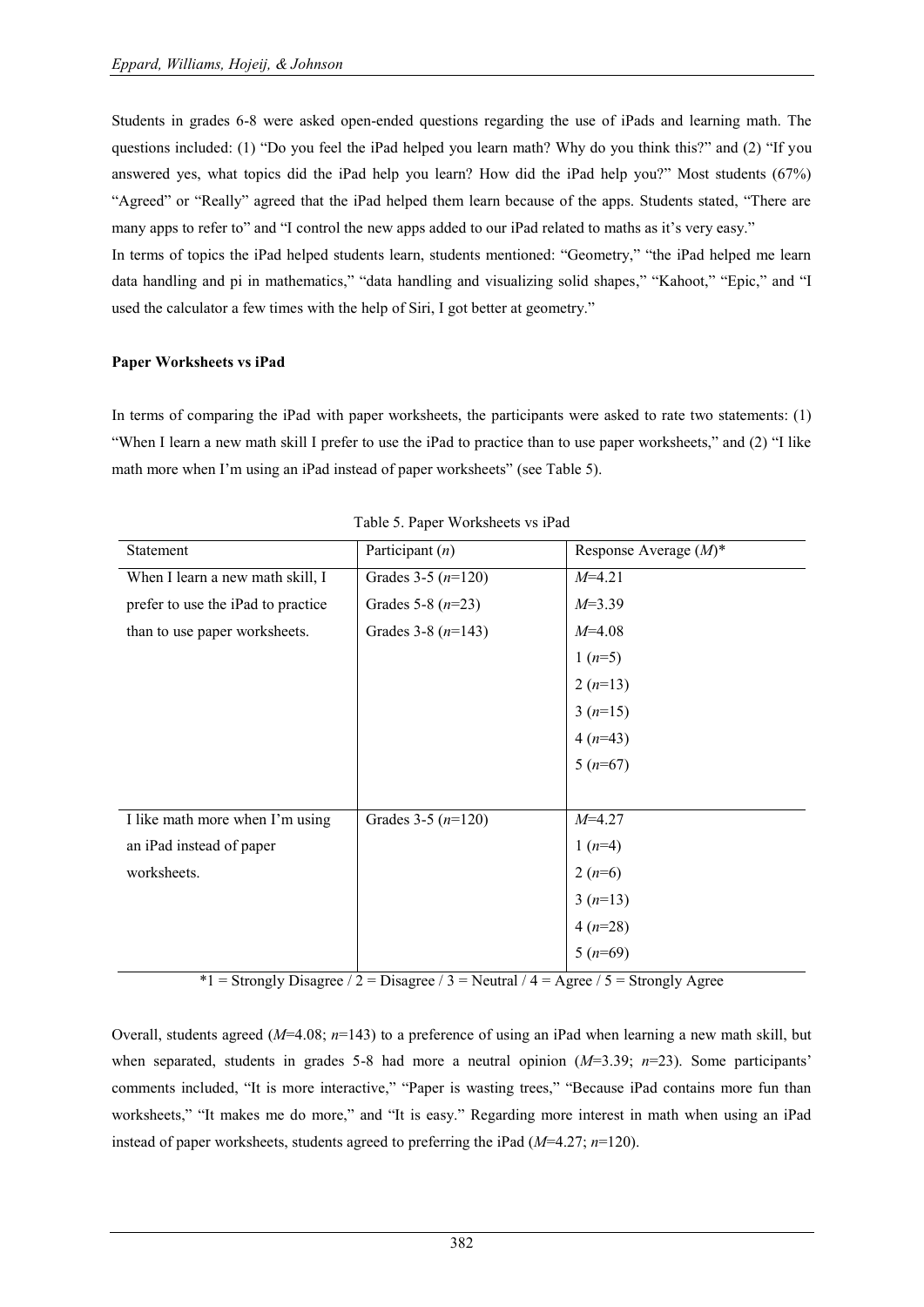Students in grades 6-8 were asked open-ended questions regarding the use of iPads and learning math. The questions included: (1) “Do you feel the iPad helped you learn math? Why do you think this?” and (2) “If you answered yes, what topics did the iPad help you learn? How did the iPad help you?” Most students (67%) “Agreed” or “Really” agreed that the iPad helped them learn because of the apps. Students stated, “There are many apps to refer to” and “I control the new apps added to our iPad related to maths as it’s very easy.”

In terms of topics the iPad helped students learn, students mentioned: “Geometry,” “the iPad helped me learn data handling and pi in mathematics,” “data handling and visualizing solid shapes,” “Kahoot,” “Epic,” and “I used the calculator a few times with the help of Siri, I got better at geometry.”

**Paper Worksheets vs iPad**

In terms of comparing the iPad with paper worksheets, the participants were asked to rate two statements: (1) “When I learn a new math skill I prefer to use the iPad to practice than to use paper worksheets,” and (2) “I like math more when I’m using an iPad instead of paper worksheets” (see Table 5).

Table 5. Paper Worksheets vs iPad

| Statement | Participant (*n*) | Response Average (*M*)* |
|---|---|---|
| When I learn a new math skill, I prefer to use the iPad to practice than to use paper worksheets. | Grades 3-5 (*n*=120) | *M*=4.21 |
| | Grades 5-8 (*n*=23) | *M*=3.39 |
| | Grades 3-8 (*n*=143) | *M*=4.08 |
| | | 1 (*n*=5) |
| | | 2 (*n*=13) |
| | | 3 (*n*=15) |
| | | 4 (*n*=43) |
| | | 5 (*n*=67) |
| I like math more when I’m using an iPad instead of paper worksheets. | Grades 3-5 (*n*=120) | *M*=4.27 |
| | | 1 (*n*=4) |
| | | 2 (*n*=6) |
| | | 3 (*n*=13) |
| | | 4 (*n*=28) |
| | | 5 (*n*=69) |

*1 = Strongly Disagree / 2 = Disagree / 3 = Neutral / 4 = Agree / 5 = Strongly Agree

Overall, students agreed (*M*=4.08; *n*=143) to a preference of using an iPad when learning a new math skill, but when separated, students in grades 5-8 had more a neutral opinion (*M*=3.39; *n*=23). Some participants’ comments included, “It is more interactive,” “Paper is wasting trees,” “Because iPad contains more fun than worksheets,” “It makes me do more,” and “It is easy.” Regarding more interest in math when using an iPad instead of paper worksheets, students agreed to preferring the iPad (*M*=4.27; *n*=120).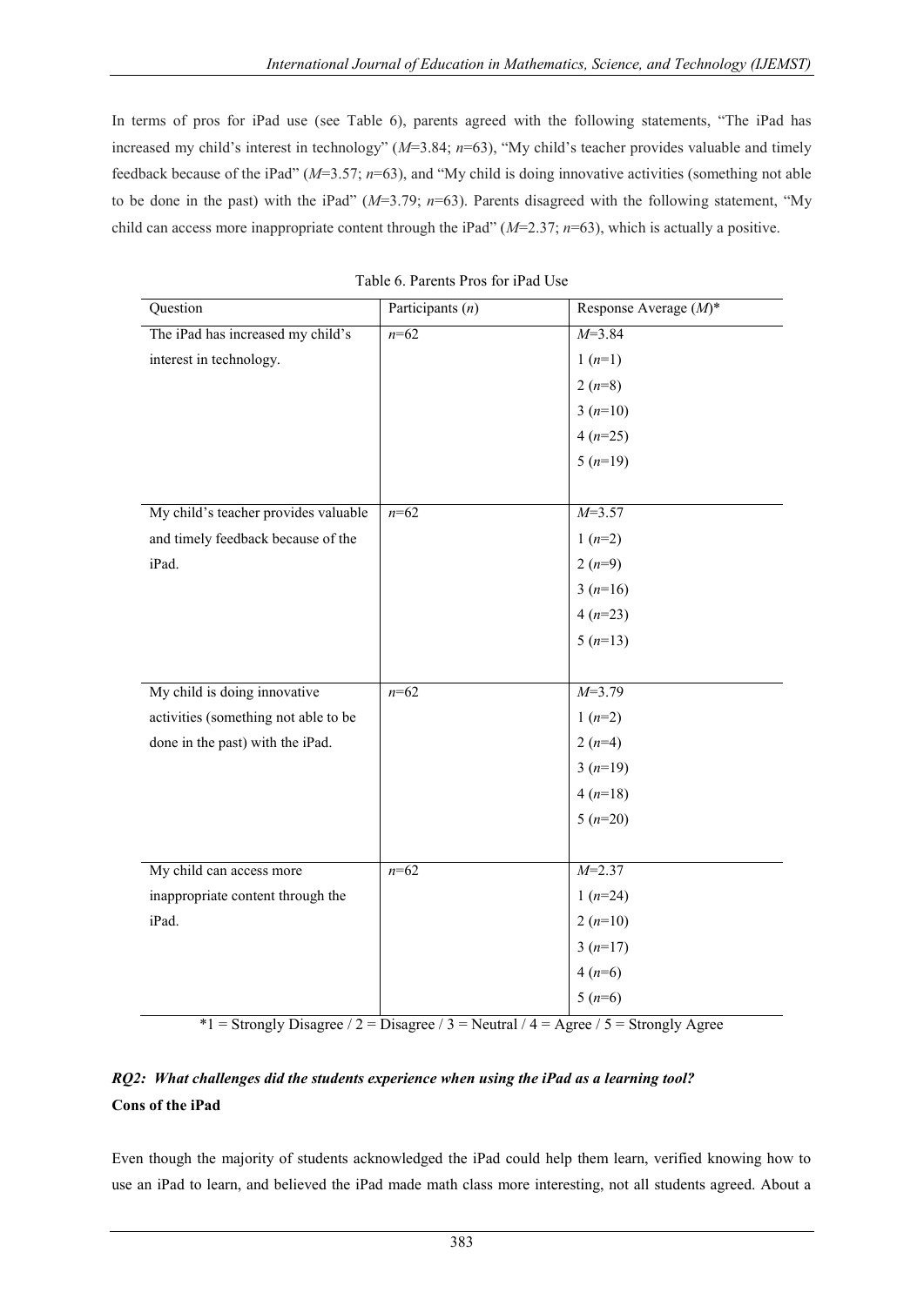In terms of pros for iPad use (see Table 6), parents agreed with the following statements, "The iPad has increased my child's interest in technology" ($M$=3.84; $n$=63), "My child's teacher provides valuable and timely feedback because of the iPad" ($M$=3.57; $n$=63), and "My child is doing innovative activities (something not able to be done in the past) with the iPad" ($M$=3.79; $n$=63). Parents disagreed with the following statement, "My child can access more inappropriate content through the iPad" ($M$=2.37; $n$=63), which is actually a positive.

Table 6. Parents Pros for iPad Use

| Question | Participants ($n$) | Response Average ($M$)* |
|---|---|---|
| The iPad has increased my child's interest in technology. | $n$=62 | $M$=3.84<br>1 ($n$=1)<br>2 ($n$=8)<br>3 ($n$=10)<br>4 ($n$=25)<br>5 ($n$=19) |
| My child's teacher provides valuable and timely feedback because of the iPad. | $n$=62 | $M$=3.57<br>1 ($n$=2)<br>2 ($n$=9)<br>3 ($n$=16)<br>4 ($n$=23)<br>5 ($n$=13) |
| My child is doing innovative activities (something not able to be done in the past) with the iPad. | $n$=62 | $M$=3.79<br>1 ($n$=2)<br>2 ($n$=4)<br>3 ($n$=19)<br>4 ($n$=18)<br>5 ($n$=20) |
| My child can access more inappropriate content through the iPad. | $n$=62 | $M$=2.37<br>1 ($n$=24)<br>2 ($n$=10)<br>3 ($n$=17)<br>4 ($n$=6)<br>5 ($n$=6) |

*1 = Strongly Disagree / 2 = Disagree / 3 = Neutral / 4 = Agree / 5 = Strongly Agree

***RQ2: What challenges did the students experience when using the iPad as a learning tool?***

**Cons of the iPad**

Even though the majority of students acknowledged the iPad could help them learn, verified knowing how to use an iPad to learn, and believed the iPad made math class more interesting, not all students agreed. About a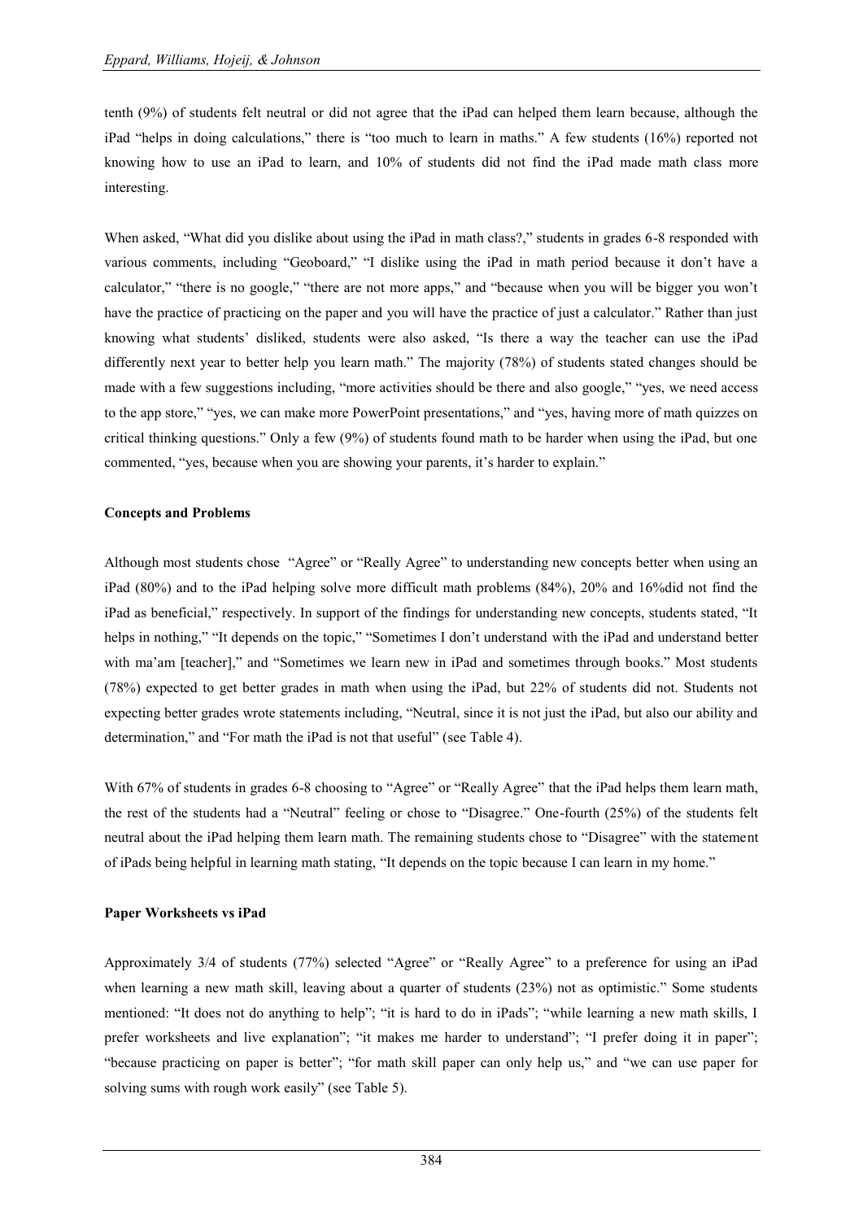tenth (9%) of students felt neutral or did not agree that the iPad can helped them learn because, although the iPad "helps in doing calculations," there is "too much to learn in maths." A few students (16%) reported not knowing how to use an iPad to learn, and 10% of students did not find the iPad made math class more interesting.

When asked, "What did you dislike about using the iPad in math class?," students in grades 6-8 responded with various comments, including "Geoboard," "I dislike using the iPad in math period because it don't have a calculator," "there is no google," "there are not more apps," and "because when you will be bigger you won't have the practice of practicing on the paper and you will have the practice of just a calculator." Rather than just knowing what students' disliked, students were also asked, "Is there a way the teacher can use the iPad differently next year to better help you learn math." The majority (78%) of students stated changes should be made with a few suggestions including, "more activities should be there and also google," "yes, we need access to the app store," "yes, we can make more PowerPoint presentations," and "yes, having more of math quizzes on critical thinking questions." Only a few (9%) of students found math to be harder when using the iPad, but one commented, "yes, because when you are showing your parents, it's harder to explain."

**Concepts and Problems**

Although most students chose "Agree" or "Really Agree" to understanding new concepts better when using an iPad (80%) and to the iPad helping solve more difficult math problems (84%), 20% and 16%did not find the iPad as beneficial," respectively. In support of the findings for understanding new concepts, students stated, "It helps in nothing," "It depends on the topic," "Sometimes I don't understand with the iPad and understand better with ma'am [teacher]," and "Sometimes we learn new in iPad and sometimes through books." Most students (78%) expected to get better grades in math when using the iPad, but 22% of students did not. Students not expecting better grades wrote statements including, "Neutral, since it is not just the iPad, but also our ability and determination," and "For math the iPad is not that useful" (see Table 4).

With 67% of students in grades 6-8 choosing to "Agree" or "Really Agree" that the iPad helps them learn math, the rest of the students had a "Neutral" feeling or chose to "Disagree." One-fourth (25%) of the students felt neutral about the iPad helping them learn math. The remaining students chose to "Disagree" with the statement of iPads being helpful in learning math stating, "It depends on the topic because I can learn in my home."

**Paper Worksheets vs iPad**

Approximately 3/4 of students (77%) selected "Agree" or "Really Agree" to a preference for using an iPad when learning a new math skill, leaving about a quarter of students (23%) not as optimistic." Some students mentioned: "It does not do anything to help"; "it is hard to do in iPads"; "while learning a new math skills, I prefer worksheets and live explanation"; "it makes me harder to understand"; "I prefer doing it in paper"; "because practicing on paper is better"; "for math skill paper can only help us," and "we can use paper for solving sums with rough work easily" (see Table 5).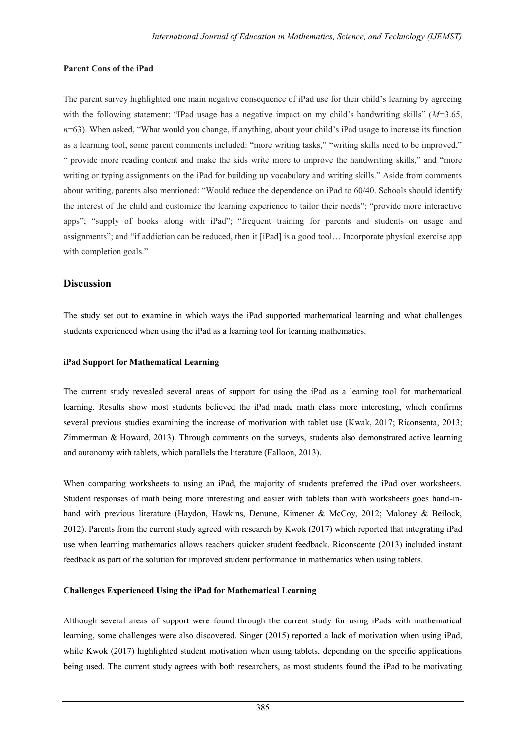**Parent Cons of the iPad**

The parent survey highlighted one main negative consequence of iPad use for their child's learning by agreeing with the following statement: "IPad usage has a negative impact on my child's handwriting skills" ($M$=3.65, $n$=63). When asked, "What would you change, if anything, about your child's iPad usage to increase its function as a learning tool, some parent comments included: "more writing tasks," "writing skills need to be improved," " provide more reading content and make the kids write more to improve the handwriting skills," and "more writing or typing assignments on the iPad for building up vocabulary and writing skills." Aside from comments about writing, parents also mentioned: "Would reduce the dependence on iPad to 60/40. Schools should identify the interest of the child and customize the learning experience to tailor their needs"; "provide more interactive apps"; "supply of books along with iPad"; "frequent training for parents and students on usage and assignments"; and "if addiction can be reduced, then it [iPad] is a good tool… Incorporate physical exercise app with completion goals."

## Discussion

The study set out to examine in which ways the iPad supported mathematical learning and what challenges students experienced when using the iPad as a learning tool for learning mathematics.

**iPad Support for Mathematical Learning**

The current study revealed several areas of support for using the iPad as a learning tool for mathematical learning. Results show most students believed the iPad made math class more interesting, which confirms several previous studies examining the increase of motivation with tablet use (Kwak, 2017; Riconsenta, 2013; Zimmerman & Howard, 2013). Through comments on the surveys, students also demonstrated active learning and autonomy with tablets, which parallels the literature (Falloon, 2013).

When comparing worksheets to using an iPad, the majority of students preferred the iPad over worksheets. Student responses of math being more interesting and easier with tablets than with worksheets goes hand-in-hand with previous literature (Haydon, Hawkins, Denune, Kimener & McCoy, 2012; Maloney & Beilock, 2012). Parents from the current study agreed with research by Kwok (2017) which reported that integrating iPad use when learning mathematics allows teachers quicker student feedback. Riconscente (2013) included instant feedback as part of the solution for improved student performance in mathematics when using tablets.

**Challenges Experienced Using the iPad for Mathematical Learning**

Although several areas of support were found through the current study for using iPads with mathematical learning, some challenges were also discovered. Singer (2015) reported a lack of motivation when using iPad, while Kwok (2017) highlighted student motivation when using tablets, depending on the specific applications being used. The current study agrees with both researchers, as most students found the iPad to be motivating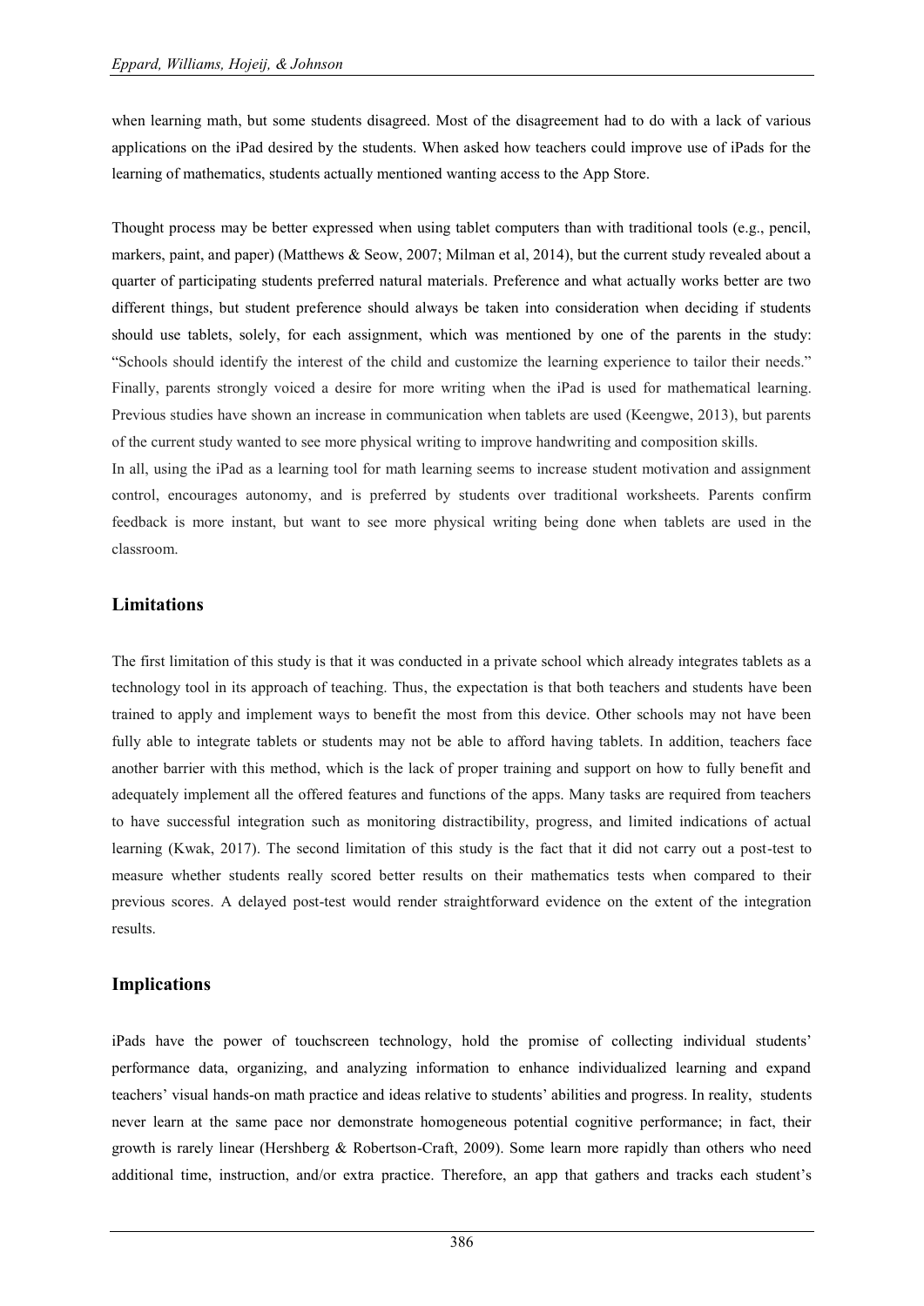when learning math, but some students disagreed. Most of the disagreement had to do with a lack of various applications on the iPad desired by the students. When asked how teachers could improve use of iPads for the learning of mathematics, students actually mentioned wanting access to the App Store.

Thought process may be better expressed when using tablet computers than with traditional tools (e.g., pencil, markers, paint, and paper) (Matthews & Seow, 2007; Milman et al, 2014), but the current study revealed about a quarter of participating students preferred natural materials. Preference and what actually works better are two different things, but student preference should always be taken into consideration when deciding if students should use tablets, solely, for each assignment, which was mentioned by one of the parents in the study: "Schools should identify the interest of the child and customize the learning experience to tailor their needs." Finally, parents strongly voiced a desire for more writing when the iPad is used for mathematical learning. Previous studies have shown an increase in communication when tablets are used (Keengwe, 2013), but parents of the current study wanted to see more physical writing to improve handwriting and composition skills.

In all, using the iPad as a learning tool for math learning seems to increase student motivation and assignment control, encourages autonomy, and is preferred by students over traditional worksheets. Parents confirm feedback is more instant, but want to see more physical writing being done when tablets are used in the classroom.

## Limitations

The first limitation of this study is that it was conducted in a private school which already integrates tablets as a technology tool in its approach of teaching. Thus, the expectation is that both teachers and students have been trained to apply and implement ways to benefit the most from this device. Other schools may not have been fully able to integrate tablets or students may not be able to afford having tablets. In addition, teachers face another barrier with this method, which is the lack of proper training and support on how to fully benefit and adequately implement all the offered features and functions of the apps. Many tasks are required from teachers to have successful integration such as monitoring distractibility, progress, and limited indications of actual learning (Kwak, 2017). The second limitation of this study is the fact that it did not carry out a post-test to measure whether students really scored better results on their mathematics tests when compared to their previous scores. A delayed post-test would render straightforward evidence on the extent of the integration results.

## Implications

iPads have the power of touchscreen technology, hold the promise of collecting individual students' performance data, organizing, and analyzing information to enhance individualized learning and expand teachers' visual hands-on math practice and ideas relative to students' abilities and progress. In reality, students never learn at the same pace nor demonstrate homogeneous potential cognitive performance; in fact, their growth is rarely linear (Hershberg & Robertson-Craft, 2009). Some learn more rapidly than others who need additional time, instruction, and/or extra practice. Therefore, an app that gathers and tracks each student's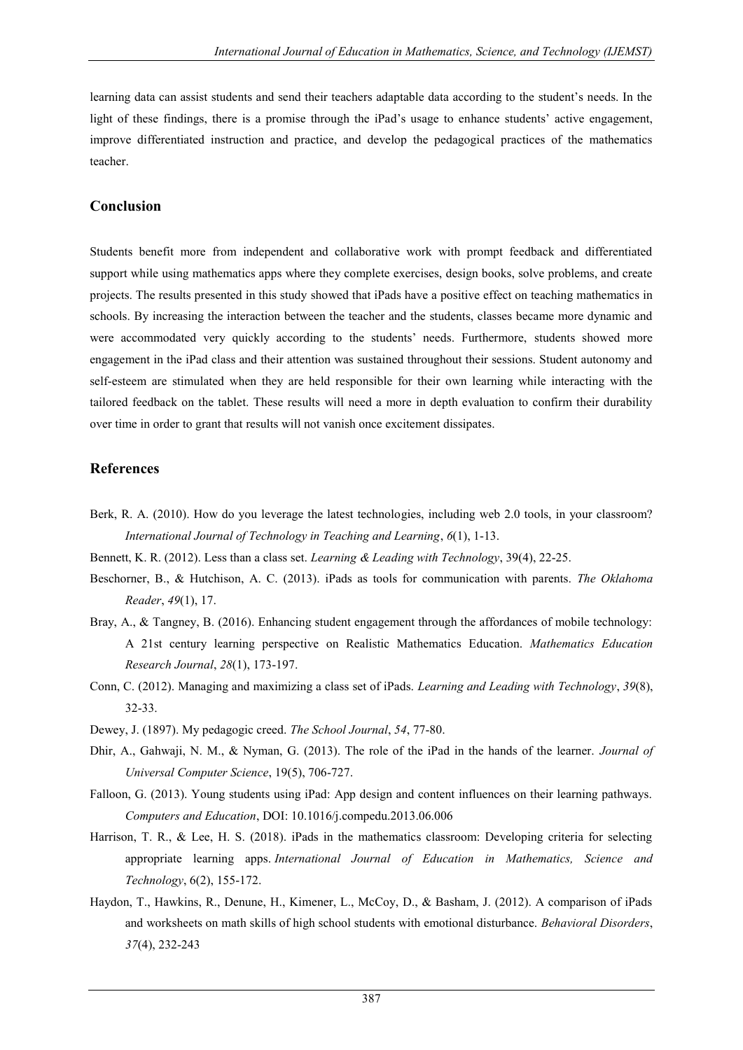learning data can assist students and send their teachers adaptable data according to the student's needs. In the light of these findings, there is a promise through the iPad's usage to enhance students' active engagement, improve differentiated instruction and practice, and develop the pedagogical practices of the mathematics teacher.

## Conclusion

Students benefit more from independent and collaborative work with prompt feedback and differentiated support while using mathematics apps where they complete exercises, design books, solve problems, and create projects. The results presented in this study showed that iPads have a positive effect on teaching mathematics in schools. By increasing the interaction between the teacher and the students, classes became more dynamic and were accommodated very quickly according to the students' needs. Furthermore, students showed more engagement in the iPad class and their attention was sustained throughout their sessions. Student autonomy and self-esteem are stimulated when they are held responsible for their own learning while interacting with the tailored feedback on the tablet. These results will need a more in depth evaluation to confirm their durability over time in order to grant that results will not vanish once excitement dissipates.

## References

Berk, R. A. (2010). How do you leverage the latest technologies, including web 2.0 tools, in your classroom? *International Journal of Technology in Teaching and Learning*, *6*(1), 1-13.

Bennett, K. R. (2012). Less than a class set. *Learning & Leading with Technology*, 39(4), 22-25.

Beschorner, B., & Hutchison, A. C. (2013). iPads as tools for communication with parents. *The Oklahoma Reader*, *49*(1), 17.

Bray, A., & Tangney, B. (2016). Enhancing student engagement through the affordances of mobile technology: A 21st century learning perspective on Realistic Mathematics Education. *Mathematics Education Research Journal*, *28*(1), 173-197.

Conn, C. (2012). Managing and maximizing a class set of iPads. *Learning and Leading with Technology*, *39*(8), 32-33.

Dewey, J. (1897). My pedagogic creed. *The School Journal*, *54*, 77-80.

Dhir, A., Gahwaji, N. M., & Nyman, G. (2013). The role of the iPad in the hands of the learner. *Journal of Universal Computer Science*, 19(5), 706-727.

Falloon, G. (2013). Young students using iPad: App design and content influences on their learning pathways. *Computers and Education*, DOI: 10.1016/j.compedu.2013.06.006

Harrison, T. R., & Lee, H. S. (2018). iPads in the mathematics classroom: Developing criteria for selecting appropriate learning apps. *International Journal of Education in Mathematics, Science and Technology*, 6(2), 155-172.

Haydon, T., Hawkins, R., Denune, H., Kimener, L., McCoy, D., & Basham, J. (2012). A comparison of iPads and worksheets on math skills of high school students with emotional disturbance. *Behavioral Disorders*, *37*(4), 232-243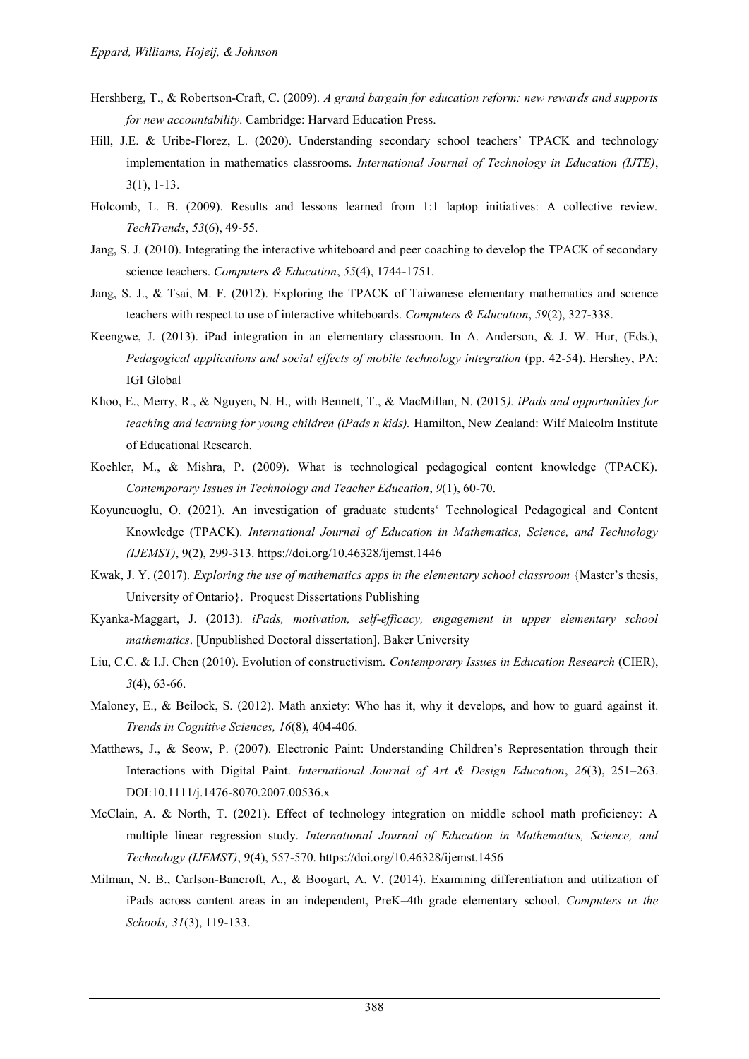Hershberg, T., & Robertson-Craft, C. (2009). *A grand bargain for education reform: new rewards and supports for new accountability*. Cambridge: Harvard Education Press.

Hill, J.E. & Uribe-Florez, L. (2020). Understanding secondary school teachers' TPACK and technology implementation in mathematics classrooms. *International Journal of Technology in Education (IJTE)*, 3(1), 1-13.

Holcomb, L. B. (2009). Results and lessons learned from 1:1 laptop initiatives: A collective review. *TechTrends*, *53*(6), 49-55.

Jang, S. J. (2010). Integrating the interactive whiteboard and peer coaching to develop the TPACK of secondary science teachers. *Computers & Education*, *55*(4), 1744-1751.

Jang, S. J., & Tsai, M. F. (2012). Exploring the TPACK of Taiwanese elementary mathematics and science teachers with respect to use of interactive whiteboards. *Computers & Education*, *59*(2), 327-338.

Keengwe, J. (2013). iPad integration in an elementary classroom. In A. Anderson, & J. W. Hur, (Eds.), *Pedagogical applications and social effects of mobile technology integration* (pp. 42-54). Hershey, PA: IGI Global

Khoo, E., Merry, R., & Nguyen, N. H., with Bennett, T., & MacMillan, N. (2015*). iPads and opportunities for teaching and learning for young children (iPads n kids).* Hamilton, New Zealand: Wilf Malcolm Institute of Educational Research.

Koehler, M., & Mishra, P. (2009). What is technological pedagogical content knowledge (TPACK). *Contemporary Issues in Technology and Teacher Education*, *9*(1), 60-70.

Koyuncuoglu, O. (2021). An investigation of graduate students' Technological Pedagogical and Content Knowledge (TPACK). *International Journal of Education in Mathematics, Science, and Technology (IJEMST)*, 9(2), 299-313. https://doi.org/10.46328/ijemst.1446

Kwak, J. Y. (2017). *Exploring the use of mathematics apps in the elementary school classroom* {Master's thesis, University of Ontario}. Proquest Dissertations Publishing

Kyanka-Maggart, J. (2013). *iPads, motivation, self-efficacy, engagement in upper elementary school mathematics*. [Unpublished Doctoral dissertation]. Baker University

Liu, C.C. & I.J. Chen (2010). Evolution of constructivism. *Contemporary Issues in Education Research* (CIER), *3*(4), 63-66.

Maloney, E., & Beilock, S. (2012). Math anxiety: Who has it, why it develops, and how to guard against it. *Trends in Cognitive Sciences, 16*(8), 404-406.

Matthews, J., & Seow, P. (2007). Electronic Paint: Understanding Children's Representation through their Interactions with Digital Paint. *International Journal of Art & Design Education*, *26*(3), 251–263. DOI:10.1111/j.1476-8070.2007.00536.x

McClain, A. & North, T. (2021). Effect of technology integration on middle school math proficiency: A multiple linear regression study. *International Journal of Education in Mathematics, Science, and Technology (IJEMST)*, 9(4), 557-570. https://doi.org/10.46328/ijemst.1456

Milman, N. B., Carlson-Bancroft, A., & Boogart, A. V. (2014). Examining differentiation and utilization of iPads across content areas in an independent, PreK–4th grade elementary school. *Computers in the Schools, 31*(3), 119-133.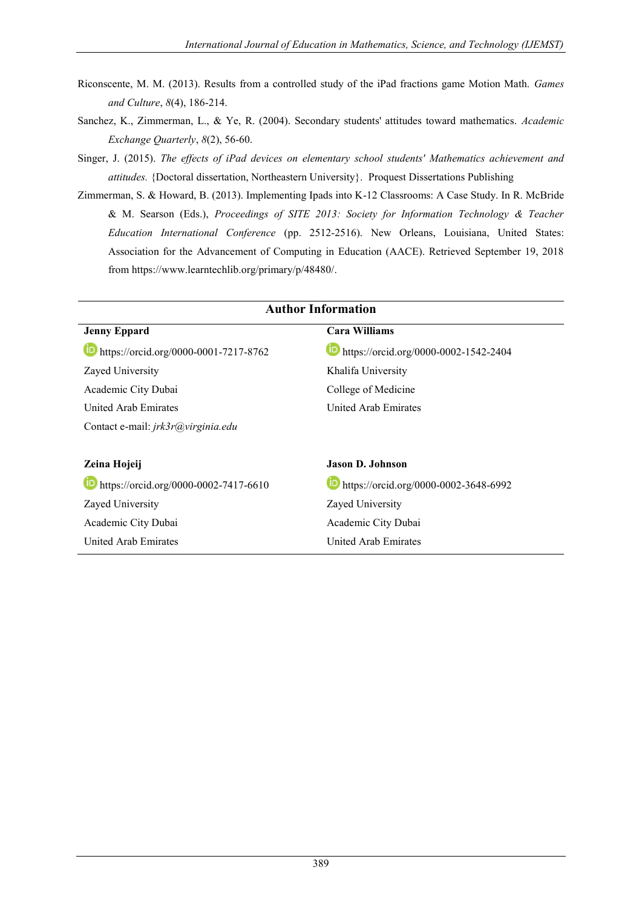Riconscente, M. M. (2013). Results from a controlled study of the iPad fractions game Motion Math. *Games and Culture*, *8*(4), 186-214.

Sanchez, K., Zimmerman, L., & Ye, R. (2004). Secondary students' attitudes toward mathematics. *Academic Exchange Quarterly*, *8*(2), 56-60.

Singer, J. (2015). *The effects of iPad devices on elementary school students' Mathematics achievement and attitudes.* {Doctoral dissertation, Northeastern University}. Proquest Dissertations Publishing

Zimmerman, S. & Howard, B. (2013). Implementing Ipads into K-12 Classrooms: A Case Study. In R. McBride & M. Searson (Eds.), *Proceedings of SITE 2013: Society for Information Technology & Teacher Education International Conference* (pp. 2512-2516). New Orleans, Louisiana, United States: Association for the Advancement of Computing in Education (AACE). Retrieved September 19, 2018 from https://www.learntechlib.org/primary/p/48480/.

## Author Information

**Jenny Eppard**
https://orcid.org/0000-0001-7217-8762
Zayed University
Academic City Dubai
United Arab Emirates
Contact e-mail: *jrk3r@virginia.edu*

**Cara Williams**
https://orcid.org/0000-0002-1542-2404
Khalifa University
College of Medicine
United Arab Emirates

**Zeina Hojeij**
https://orcid.org/0000-0002-7417-6610
Zayed University
Academic City Dubai
United Arab Emirates

**Jason D. Johnson**
https://orcid.org/0000-0002-3648-6992
Zayed University
Academic City Dubai
United Arab Emirates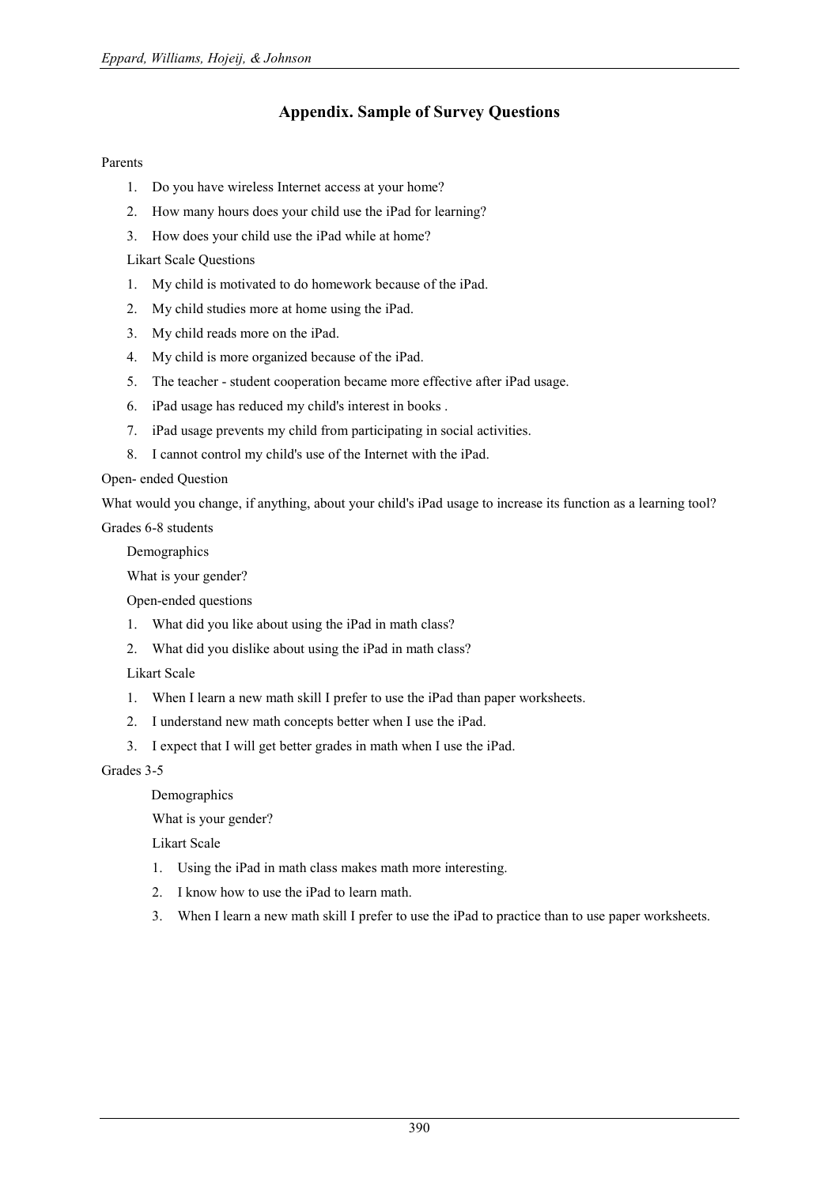## Appendix. Sample of Survey Questions

Parents

1. Do you have wireless Internet access at your home?
2. How many hours does your child use the iPad for learning?
3. How does your child use the iPad while at home?

Likart Scale Questions

1. My child is motivated to do homework because of the iPad.
2. My child studies more at home using the iPad.
3. My child reads more on the iPad.
4. My child is more organized because of the iPad.
5. The teacher - student cooperation became more effective after iPad usage.
6. iPad usage has reduced my child's interest in books .
7. iPad usage prevents my child from participating in social activities.
8. I cannot control my child's use of the Internet with the iPad.

Open- ended Question

What would you change, if anything, about your child's iPad usage to increase its function as a learning tool?

Grades 6-8 students

Demographics

What is your gender?

Open-ended questions

1. What did you like about using the iPad in math class?
2. What did you dislike about using the iPad in math class?

Likart Scale

1. When I learn a new math skill I prefer to use the iPad than paper worksheets.
2. I understand new math concepts better when I use the iPad.
3. I expect that I will get better grades in math when I use the iPad.

Grades 3-5

Demographics

What is your gender?

Likart Scale

1. Using the iPad in math class makes math more interesting.
2. I know how to use the iPad to learn math.
3. When I learn a new math skill I prefer to use the iPad to practice than to use paper worksheets.